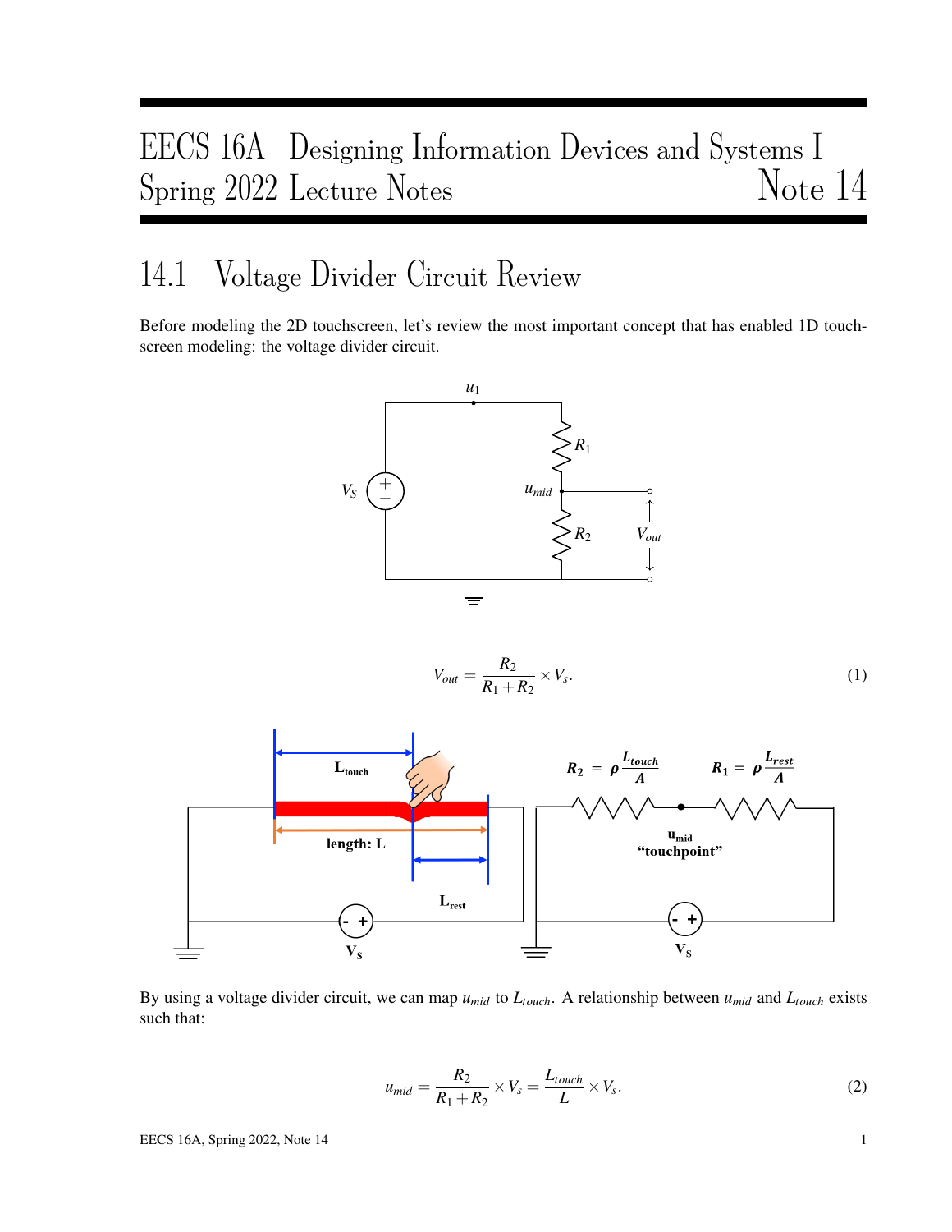# EECS 16A Designing Information Devices and Systems I
# Spring 2022 Lecture Notes — Note 14

## 14.1 Voltage Divider Circuit Review

Before modeling the 2D touchscreen, let's review the most important concept that has enabled 1D touchscreen modeling: the voltage divider circuit.

$$V_{out} = \frac{R_2}{R_1 + R_2} \times V_s. \tag{1}$$

By using a voltage divider circuit, we can map $u_{mid}$ to $L_{touch}$. A relationship between $u_{mid}$ and $L_{touch}$ exists such that:

$$u_{mid} = \frac{R_2}{R_1 + R_2} \times V_s = \frac{L_{touch}}{L} \times V_s. \tag{2}$$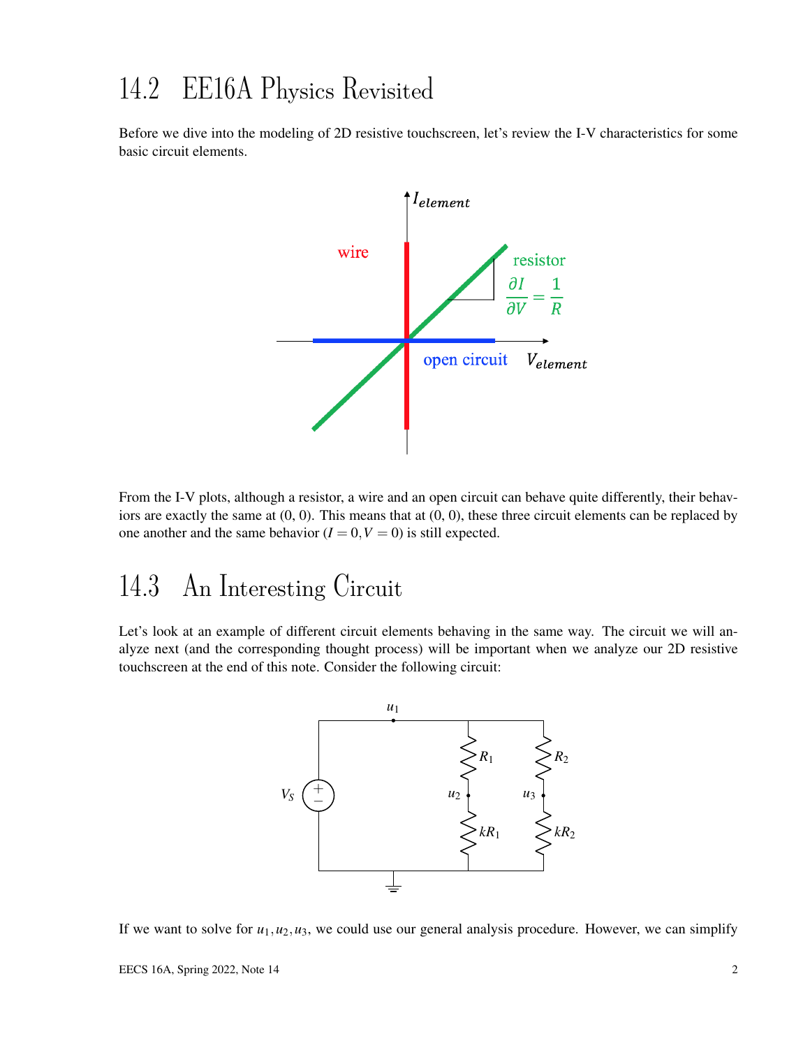## 14.2 EE16A Physics Revisited

Before we dive into the modeling of 2D resistive touchscreen, let's review the I-V characteristics for some basic circuit elements.

From the I-V plots, although a resistor, a wire and an open circuit can behave quite differently, their behaviors are exactly the same at (0, 0). This means that at (0, 0), these three circuit elements can be replaced by one another and the same behavior ($I = 0, V = 0$) is still expected.

## 14.3 An Interesting Circuit

Let's look at an example of different circuit elements behaving in the same way. The circuit we will analyze next (and the corresponding thought process) will be important when we analyze our 2D resistive touchscreen at the end of this note. Consider the following circuit:

If we want to solve for $u_1, u_2, u_3$, we could use our general analysis procedure. However, we can simplify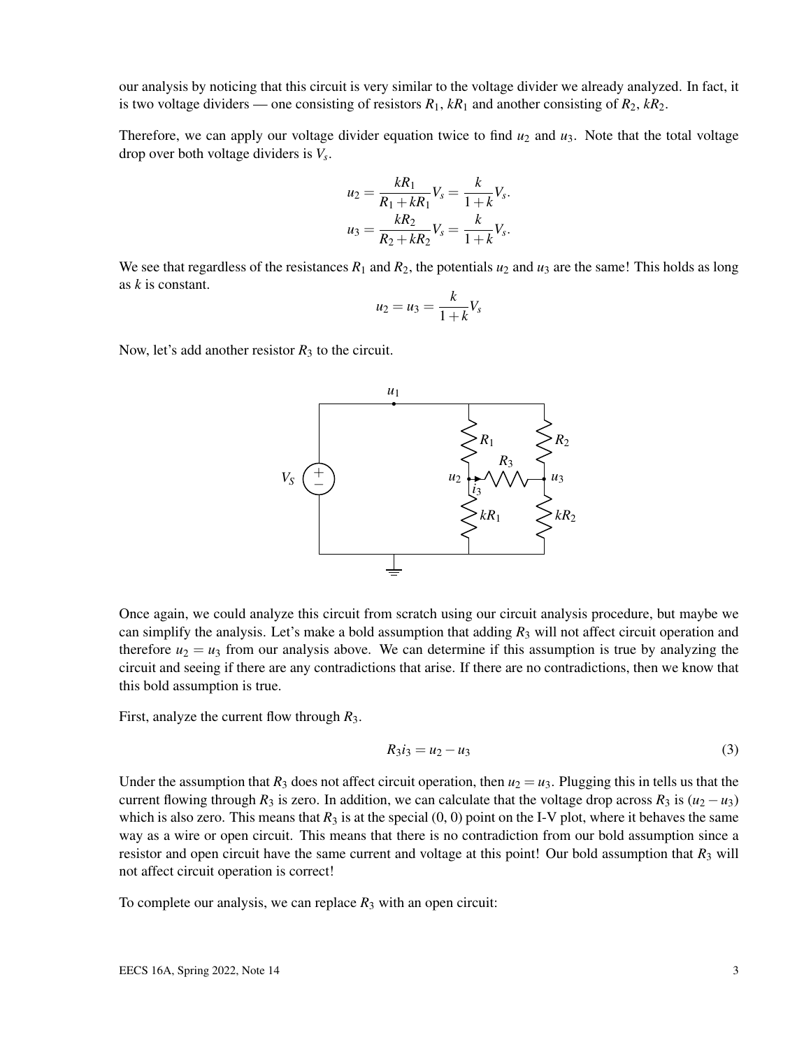our analysis by noticing that this circuit is very similar to the voltage divider we already analyzed. In fact, it is two voltage dividers — one consisting of resistors $R_1$, $kR_1$ and another consisting of $R_2$, $kR_2$.

Therefore, we can apply our voltage divider equation twice to find $u_2$ and $u_3$. Note that the total voltage drop over both voltage dividers is $V_s$.

$$u_2 = \frac{kR_1}{R_1 + kR_1} V_s = \frac{k}{1+k} V_s.$$

$$u_3 = \frac{kR_2}{R_2 + kR_2} V_s = \frac{k}{1+k} V_s.$$

We see that regardless of the resistances $R_1$ and $R_2$, the potentials $u_2$ and $u_3$ are the same! This holds as long as $k$ is constant.

$$u_2 = u_3 = \frac{k}{1+k} V_s$$

Now, let's add another resistor $R_3$ to the circuit.

Once again, we could analyze this circuit from scratch using our circuit analysis procedure, but maybe we can simplify the analysis. Let's make a bold assumption that adding $R_3$ will not affect circuit operation and therefore $u_2 = u_3$ from our analysis above. We can determine if this assumption is true by analyzing the circuit and seeing if there are any contradictions that arise. If there are no contradictions, then we know that this bold assumption is true.

First, analyze the current flow through $R_3$.

$$R_3 i_3 = u_2 - u_3 \tag{3}$$

Under the assumption that $R_3$ does not affect circuit operation, then $u_2 = u_3$. Plugging this in tells us that the current flowing through $R_3$ is zero. In addition, we can calculate that the voltage drop across $R_3$ is $(u_2 - u_3)$ which is also zero. This means that $R_3$ is at the special (0, 0) point on the I-V plot, where it behaves the same way as a wire or open circuit. This means that there is no contradiction from our bold assumption since a resistor and open circuit have the same current and voltage at this point! Our bold assumption that $R_3$ will not affect circuit operation is correct!

To complete our analysis, we can replace $R_3$ with an open circuit: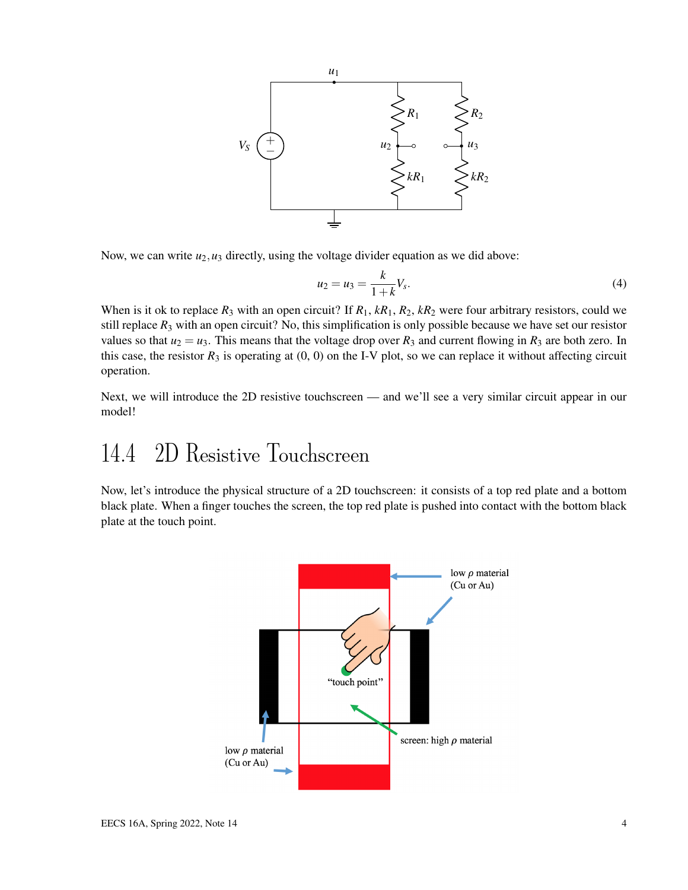Now, we can write $u_2, u_3$ directly, using the voltage divider equation as we did above:

$$u_2 = u_3 = \frac{k}{1+k} V_s. \tag{4}$$

When is it ok to replace $R_3$ with an open circuit? If $R_1$, $kR_1$, $R_2$, $kR_2$ were four arbitrary resistors, could we still replace $R_3$ with an open circuit? No, this simplification is only possible because we have set our resistor values so that $u_2 = u_3$. This means that the voltage drop over $R_3$ and current flowing in $R_3$ are both zero. In this case, the resistor $R_3$ is operating at (0, 0) on the I-V plot, so we can replace it without affecting circuit operation.

Next, we will introduce the 2D resistive touchscreen — and we'll see a very similar circuit appear in our model!

## 14.4 2D Resistive Touchscreen

Now, let's introduce the physical structure of a 2D touchscreen: it consists of a top red plate and a bottom black plate. When a finger touches the screen, the top red plate is pushed into contact with the bottom black plate at the touch point.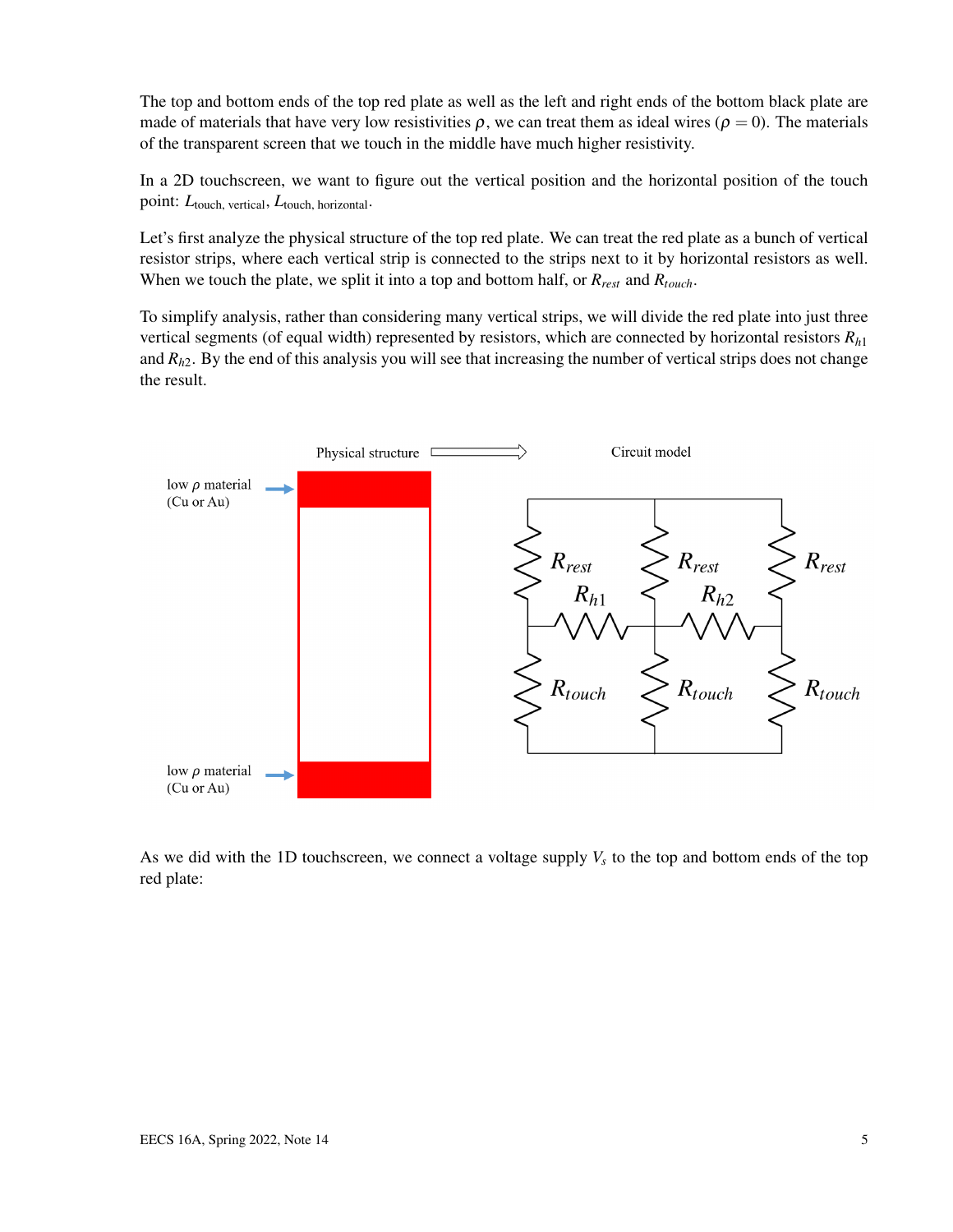The top and bottom ends of the top red plate as well as the left and right ends of the bottom black plate are made of materials that have very low resistivities $\rho$, we can treat them as ideal wires ($\rho = 0$). The materials of the transparent screen that we touch in the middle have much higher resistivity.

In a 2D touchscreen, we want to figure out the vertical position and the horizontal position of the touch point: $L_{\text{touch, vertical}}$, $L_{\text{touch, horizontal}}$.

Let's first analyze the physical structure of the top red plate. We can treat the red plate as a bunch of vertical resistor strips, where each vertical strip is connected to the strips next to it by horizontal resistors as well. When we touch the plate, we split it into a top and bottom half, or $R_{rest}$ and $R_{touch}$.

To simplify analysis, rather than considering many vertical strips, we will divide the red plate into just three vertical segments (of equal width) represented by resistors, which are connected by horizontal resistors $R_{h1}$ and $R_{h2}$. By the end of this analysis you will see that increasing the number of vertical strips does not change the result.

As we did with the 1D touchscreen, we connect a voltage supply $V_s$ to the top and bottom ends of the top red plate: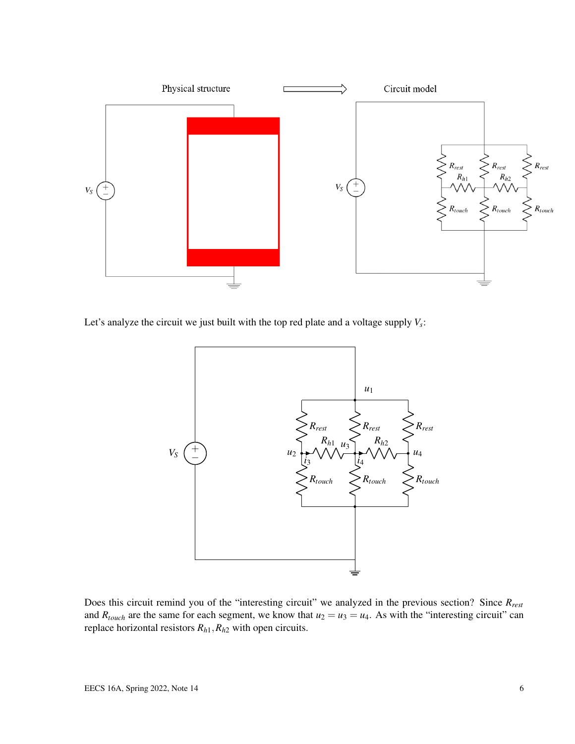Physical structure → Circuit model

Let's analyze the circuit we just built with the top red plate and a voltage supply $V_s$:

Does this circuit remind you of the "interesting circuit" we analyzed in the previous section? Since $R_{rest}$ and $R_{touch}$ are the same for each segment, we know that $u_2 = u_3 = u_4$. As with the "interesting circuit" can replace horizontal resistors $R_{h1}, R_{h2}$ with open circuits.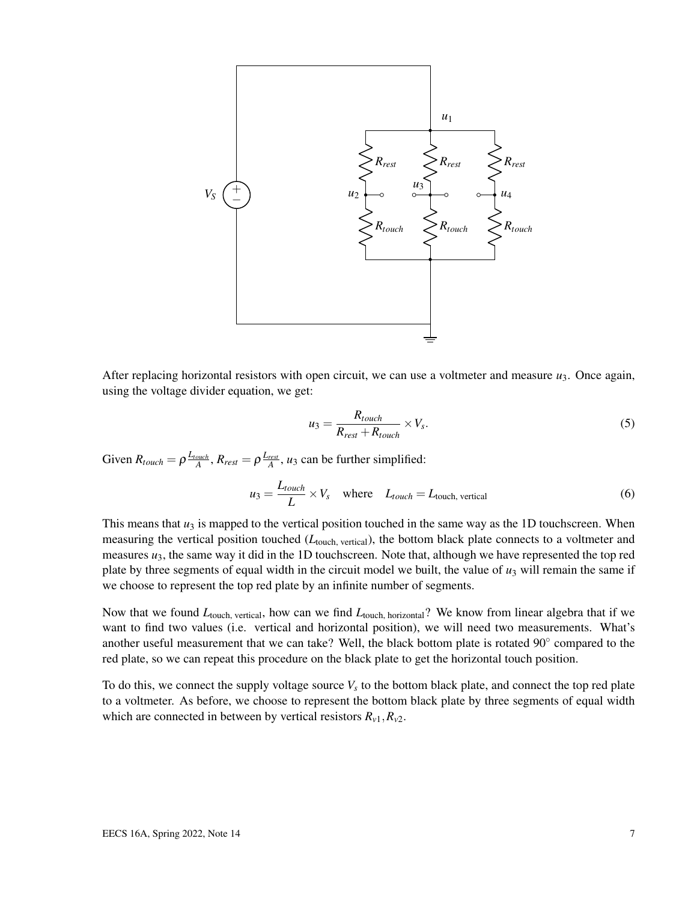After replacing horizontal resistors with open circuit, we can use a voltmeter and measure $u_3$. Once again, using the voltage divider equation, we get:

$$u_3 = \frac{R_{touch}}{R_{rest} + R_{touch}} \times V_s. \tag{5}$$

Given $R_{touch} = \rho \frac{L_{touch}}{A}$, $R_{rest} = \rho \frac{L_{rest}}{A}$, $u_3$ can be further simplified:

$$u_3 = \frac{L_{touch}}{L} \times V_s \quad \text{where} \quad L_{touch} = L_{\text{touch, vertical}} \tag{6}$$

This means that $u_3$ is mapped to the vertical position touched in the same way as the 1D touchscreen. When measuring the vertical position touched ($L_{\text{touch, vertical}}$), the bottom black plate connects to a voltmeter and measures $u_3$, the same way it did in the 1D touchscreen. Note that, although we have represented the top red plate by three segments of equal width in the circuit model we built, the value of $u_3$ will remain the same if we choose to represent the top red plate by an infinite number of segments.

Now that we found $L_{\text{touch, vertical}}$, how can we find $L_{\text{touch, horizontal}}$? We know from linear algebra that if we want to find two values (i.e. vertical and horizontal position), we will need two measurements. What's another useful measurement that we can take? Well, the black bottom plate is rotated $90^\circ$ compared to the red plate, so we can repeat this procedure on the black plate to get the horizontal touch position.

To do this, we connect the supply voltage source $V_s$ to the bottom black plate, and connect the top red plate to a voltmeter. As before, we choose to represent the bottom black plate by three segments of equal width which are connected in between by vertical resistors $R_{v1}, R_{v2}$.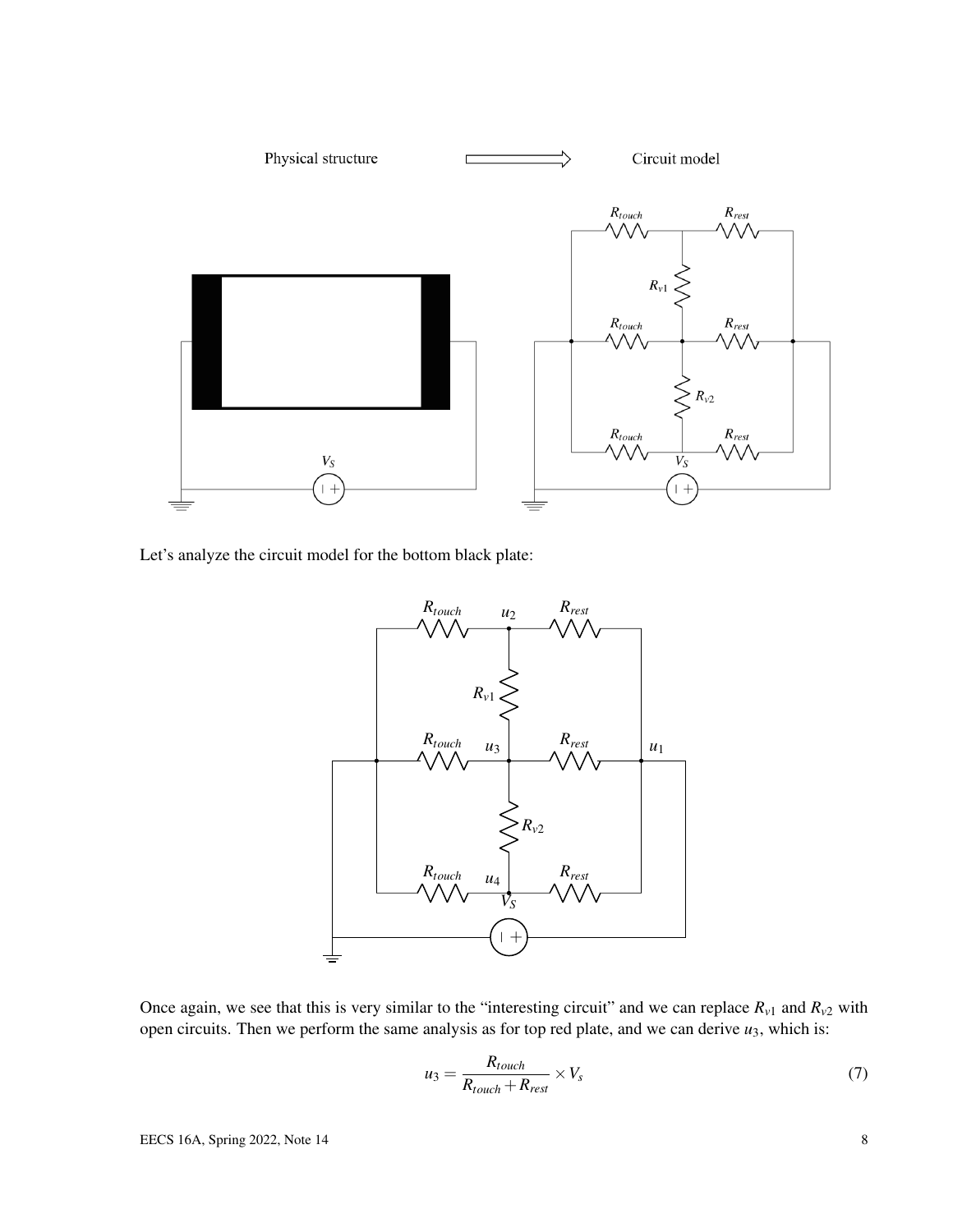Let's analyze the circuit model for the bottom black plate:

Once again, we see that this is very similar to the "interesting circuit" and we can replace $R_{v1}$ and $R_{v2}$ with open circuits. Then we perform the same analysis as for top red plate, and we can derive $u_3$, which is:

$$u_3 = \frac{R_{touch}}{R_{touch} + R_{rest}} \times V_s \tag{7}$$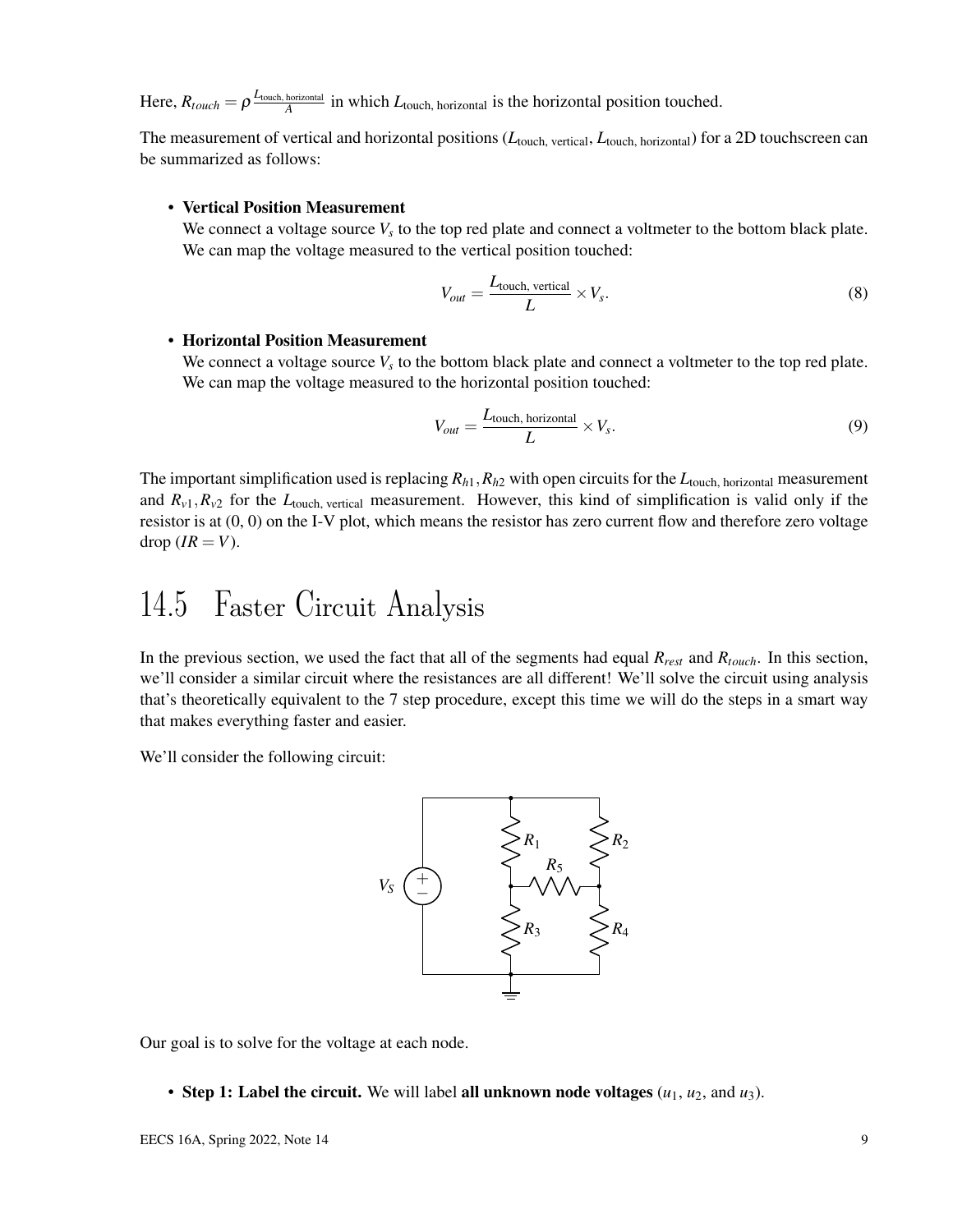Here, $R_{touch} = \rho \frac{L_{\text{touch, horizontal}}}{A}$ in which $L_{\text{touch, horizontal}}$ is the horizontal position touched.

The measurement of vertical and horizontal positions ($L_{\text{touch, vertical}}$, $L_{\text{touch, horizontal}}$) for a 2D touchscreen can be summarized as follows:

- **Vertical Position Measurement**
  We connect a voltage source $V_s$ to the top red plate and connect a voltmeter to the bottom black plate. We can map the voltage measured to the vertical position touched:

$$V_{out} = \frac{L_{\text{touch, vertical}}}{L} \times V_s. \tag{8}$$

- **Horizontal Position Measurement**
  We connect a voltage source $V_s$ to the bottom black plate and connect a voltmeter to the top red plate. We can map the voltage measured to the horizontal position touched:

$$V_{out} = \frac{L_{\text{touch, horizontal}}}{L} \times V_s. \tag{9}$$

The important simplification used is replacing $R_{h1}, R_{h2}$ with open circuits for the $L_{\text{touch, horizontal}}$ measurement and $R_{v1}, R_{v2}$ for the $L_{\text{touch, vertical}}$ measurement. However, this kind of simplification is valid only if the resistor is at (0, 0) on the I-V plot, which means the resistor has zero current flow and therefore zero voltage drop ($IR = V$).

# 14.5 Faster Circuit Analysis

In the previous section, we used the fact that all of the segments had equal $R_{rest}$ and $R_{touch}$. In this section, we'll consider a similar circuit where the resistances are all different! We'll solve the circuit using analysis that's theoretically equivalent to the 7 step procedure, except this time we will do the steps in a smart way that makes everything faster and easier.

We'll consider the following circuit:

Our goal is to solve for the voltage at each node.

- **Step 1: Label the circuit.** We will label **all unknown node voltages** ($u_1$, $u_2$, and $u_3$).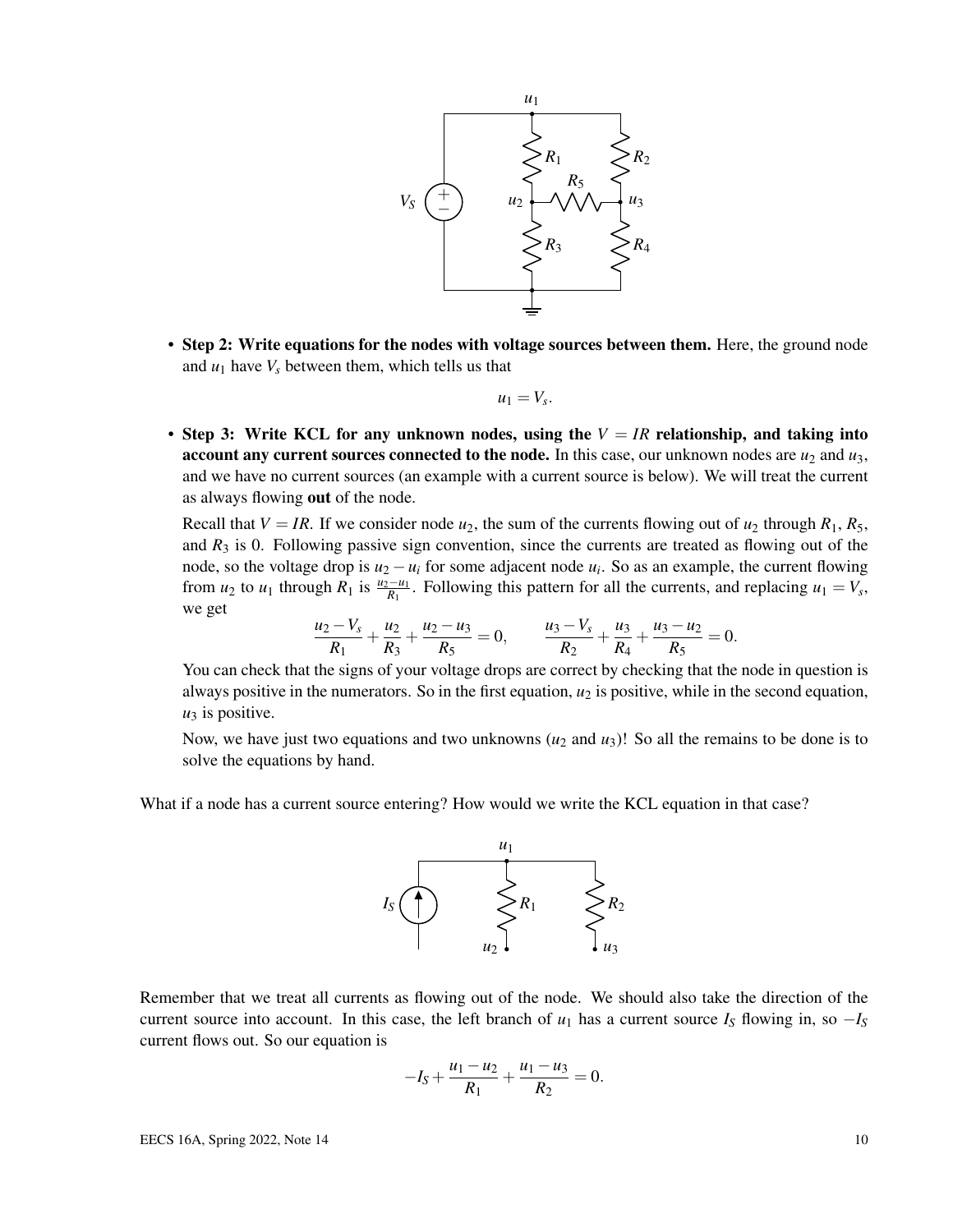- **Step 2: Write equations for the nodes with voltage sources between them.** Here, the ground node and $u_1$ have $V_s$ between them, which tells us that

$$u_1 = V_s.$$

- **Step 3: Write KCL for any unknown nodes, using the $V = IR$ relationship, and taking into account any current sources connected to the node.** In this case, our unknown nodes are $u_2$ and $u_3$, and we have no current sources (an example with a current source is below). We will treat the current as always flowing **out** of the node.

  Recall that $V = IR$. If we consider node $u_2$, the sum of the currents flowing out of $u_2$ through $R_1$, $R_5$, and $R_3$ is 0. Following passive sign convention, since the currents are treated as flowing out of the node, so the voltage drop is $u_2 - u_i$ for some adjacent node $u_i$. So as an example, the current flowing from $u_2$ to $u_1$ through $R_1$ is $\frac{u_2 - u_1}{R_1}$. Following this pattern for all the currents, and replacing $u_1 = V_s$, we get

$$\frac{u_2 - V_s}{R_1} + \frac{u_2}{R_3} + \frac{u_2 - u_3}{R_5} = 0, \qquad \frac{u_3 - V_s}{R_2} + \frac{u_3}{R_4} + \frac{u_3 - u_2}{R_5} = 0.$$

  You can check that the signs of your voltage drops are correct by checking that the node in question is always positive in the numerators. So in the first equation, $u_2$ is positive, while in the second equation, $u_3$ is positive.

  Now, we have just two equations and two unknowns ($u_2$ and $u_3$)! So all the remains to be done is to solve the equations by hand.

What if a node has a current source entering? How would we write the KCL equation in that case?

Remember that we treat all currents as flowing out of the node. We should also take the direction of the current source into account. In this case, the left branch of $u_1$ has a current source $I_S$ flowing in, so $-I_S$ current flows out. So our equation is

$$-I_S + \frac{u_1 - u_2}{R_1} + \frac{u_1 - u_3}{R_2} = 0.$$